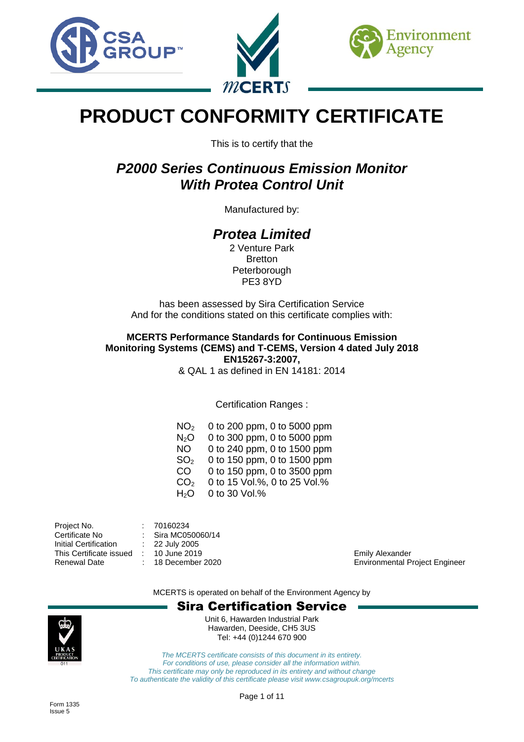# PRODUCT CONFORMITY CERTIFICATE

This is to certify that the

## *P2000 Series Continuous Emission Monitor With Protea Control Unit*

Manufactured by:

## *Protea Limited*

2 Venture Park
Bretton
Peterborough
PE3 8YD

has been assessed by Sira Certification Service
And for the conditions stated on this certificate complies with:

**MCERTS Performance Standards for Continuous Emission Monitoring Systems (CEMS) and T-CEMS, Version 4 dated July 2018**
**EN15267-3:2007,**
& QAL 1 as defined in EN 14181: 2014

Certification Ranges :

| | |
|---|---|
| $NO_2$ | 0 to 200 ppm, 0 to 5000 ppm |
| $N_2O$ | 0 to 300 ppm, 0 to 5000 ppm |
| NO | 0 to 240 ppm, 0 to 1500 ppm |
| $SO_2$ | 0 to 150 ppm, 0 to 1500 ppm |
| CO | 0 to 150 ppm, 0 to 3500 ppm |
| $CO_2$ | 0 to 15 Vol.%, 0 to 25 Vol.% |
| $H_2O$ | 0 to 30 Vol.% |

| | | |
|---|---|---|
| Project No. | : | 70160234 |
| Certificate No | : | Sira MC050060/14 |
| Initial Certification | : | 22 July 2005 |
| This Certificate issued | : | 10 June 2019 |
| Renewal Date | : | 18 December 2020 |

Emily Alexander
Environmental Project Engineer

MCERTS is operated on behalf of the Environment Agency by

**Sira Certification Service**

Unit 6, Hawarden Industrial Park
Hawarden, Deeside, CH5 3US
Tel: +44 (0)1244 670 900

*The MCERTS certificate consists of this document in its entirety.*
*For conditions of use, please consider all the information within.*
*This certificate may only be reproduced in its entirety and without change*
*To authenticate the validity of this certificate please visit www.csagroupuk.org/mcerts*

Form 1335
Issue 5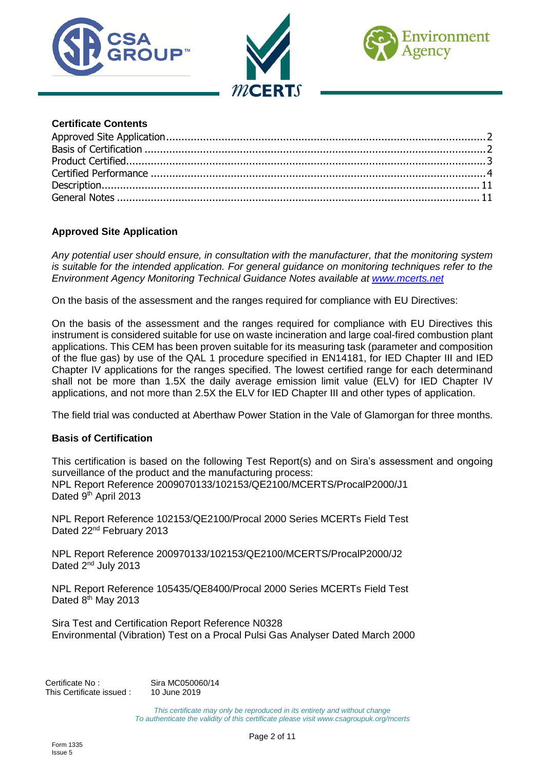### Certificate Contents

Approved Site Application .......... 2
Basis of Certification .......... 2
Product Certified .......... 3
Certified Performance .......... 4
Description .......... 11
General Notes .......... 11

### Approved Site Application

*Any potential user should ensure, in consultation with the manufacturer, that the monitoring system is suitable for the intended application. For general guidance on monitoring techniques refer to the Environment Agency Monitoring Technical Guidance Notes available at [www.mcerts.net](www.mcerts.net)*

On the basis of the assessment and the ranges required for compliance with EU Directives:

On the basis of the assessment and the ranges required for compliance with EU Directives this instrument is considered suitable for use on waste incineration and large coal-fired combustion plant applications. This CEM has been proven suitable for its measuring task (parameter and composition of the flue gas) by use of the QAL 1 procedure specified in EN14181, for IED Chapter III and IED Chapter IV applications for the ranges specified. The lowest certified range for each determinand shall not be more than 1.5X the daily average emission limit value (ELV) for IED Chapter IV applications, and not more than 2.5X the ELV for IED Chapter III and other types of application.

The field trial was conducted at Aberthaw Power Station in the Vale of Glamorgan for three months.

### Basis of Certification

This certification is based on the following Test Report(s) and on Sira's assessment and ongoing surveillance of the product and the manufacturing process:
NPL Report Reference 2009070133/102153/QE2100/MCERTS/ProcalP2000/J1
Dated 9th April 2013

NPL Report Reference 102153/QE2100/Procal 2000 Series MCERTs Field Test
Dated 22nd February 2013

NPL Report Reference 200970133/102153/QE2100/MCERTS/ProcalP2000/J2
Dated 2nd July 2013

NPL Report Reference 105435/QE8400/Procal 2000 Series MCERTs Field Test
Dated 8th May 2013

Sira Test and Certification Report Reference N0328
Environmental (Vibration) Test on a Procal Pulsi Gas Analyser Dated March 2000

Certificate No : Sira MC050060/14
This Certificate issued : 10 June 2019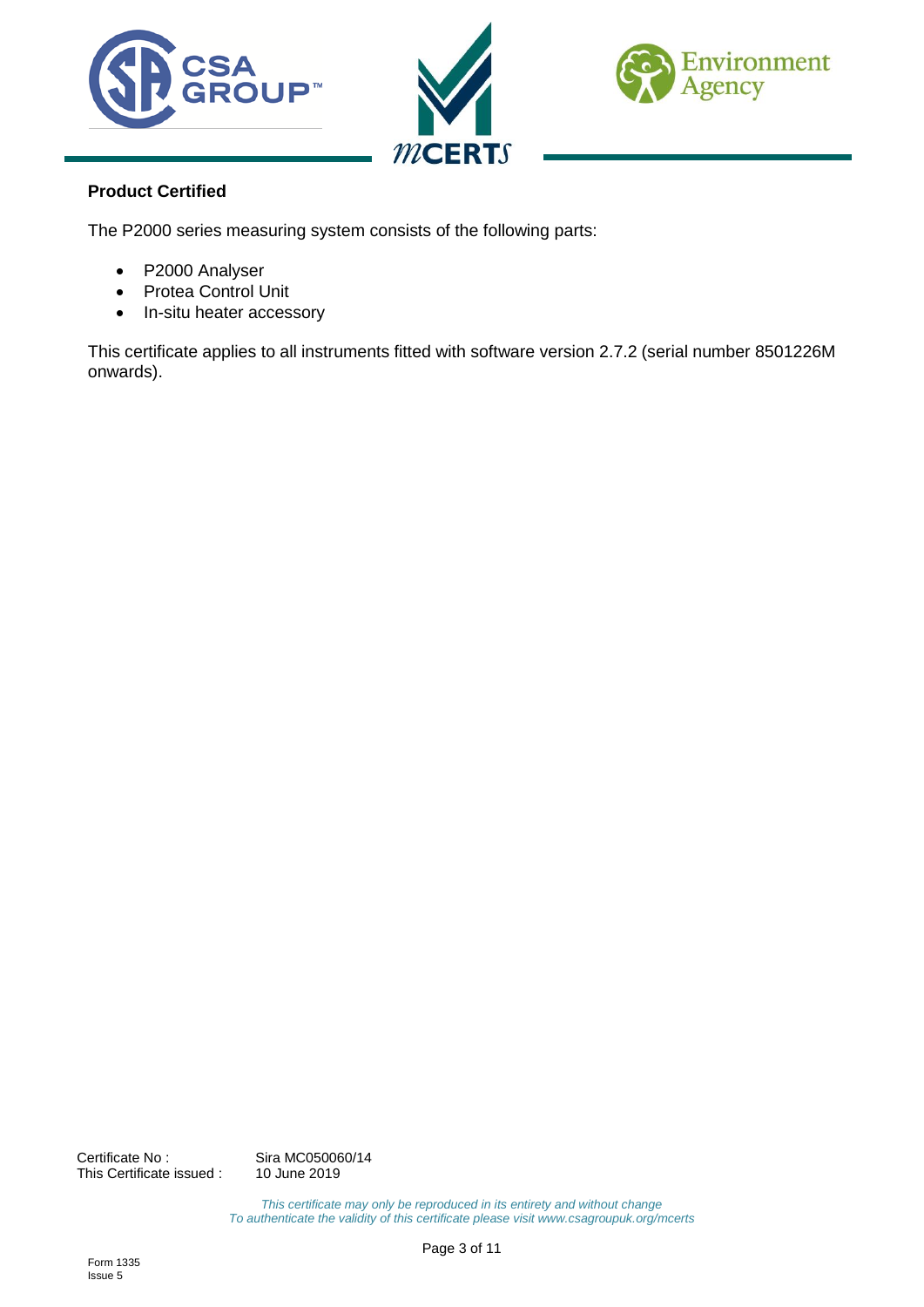**Product Certified**

The P2000 series measuring system consists of the following parts:

- P2000 Analyser
- Protea Control Unit
- In-situ heater accessory

This certificate applies to all instruments fitted with software version 2.7.2 (serial number 8501226M onwards).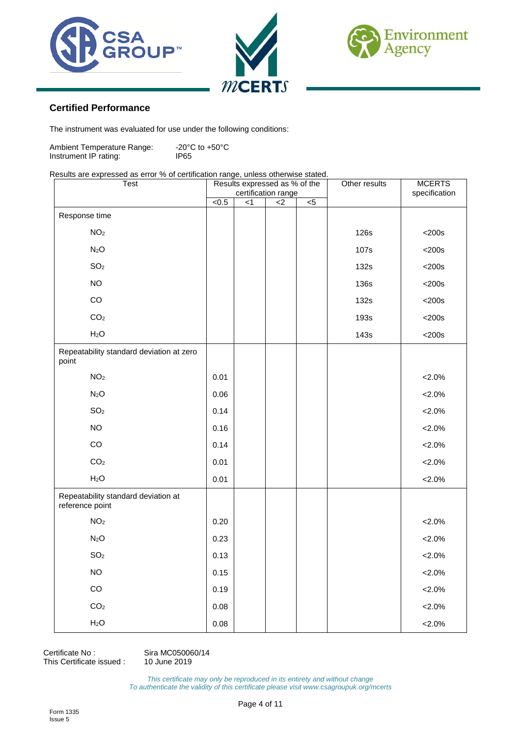## Certified Performance

The instrument was evaluated for use under the following conditions:

Ambient Temperature Range: -20°C to +50°C
Instrument IP rating: IP65

Results are expressed as error % of certification range, unless otherwise stated.

| Test | Results expressed as % of the certification range | | | | Other results | MCERTS specification |
|---|---|---|---|---|---|---|
| | <0.5 | <1 | <2 | <5 | | |
| Response time | | | | | | |
| $NO_2$ | | | | | 126s | <200s |
| $N_2O$ | | | | | 107s | <200s |
| $SO_2$ | | | | | 132s | <200s |
| NO | | | | | 136s | <200s |
| CO | | | | | 132s | <200s |
| $CO_2$ | | | | | 193s | <200s |
| $H_2O$ | | | | | 143s | <200s |
| Repeatability standard deviation at zero point | | | | | | |
| $NO_2$ | 0.01 | | | | | <2.0% |
| $N_2O$ | 0.06 | | | | | <2.0% |
| $SO_2$ | 0.14 | | | | | <2.0% |
| NO | 0.16 | | | | | <2.0% |
| CO | 0.14 | | | | | <2.0% |
| $CO_2$ | 0.01 | | | | | <2.0% |
| $H_2O$ | 0.01 | | | | | <2.0% |
| Repeatability standard deviation at reference point | | | | | | |
| $NO_2$ | 0.20 | | | | | <2.0% |
| $N_2O$ | 0.23 | | | | | <2.0% |
| $SO_2$ | 0.13 | | | | | <2.0% |
| NO | 0.15 | | | | | <2.0% |
| CO | 0.19 | | | | | <2.0% |
| $CO_2$ | 0.08 | | | | | <2.0% |
| $H_2O$ | 0.08 | | | | | <2.0% |

Certificate No : Sira MC050060/14
This Certificate issued : 10 June 2019

*This certificate may only be reproduced in its entirety and without change*
*To authenticate the validity of this certificate please visit www.csagroupuk.org/mcerts*

Form 1335
Issue 5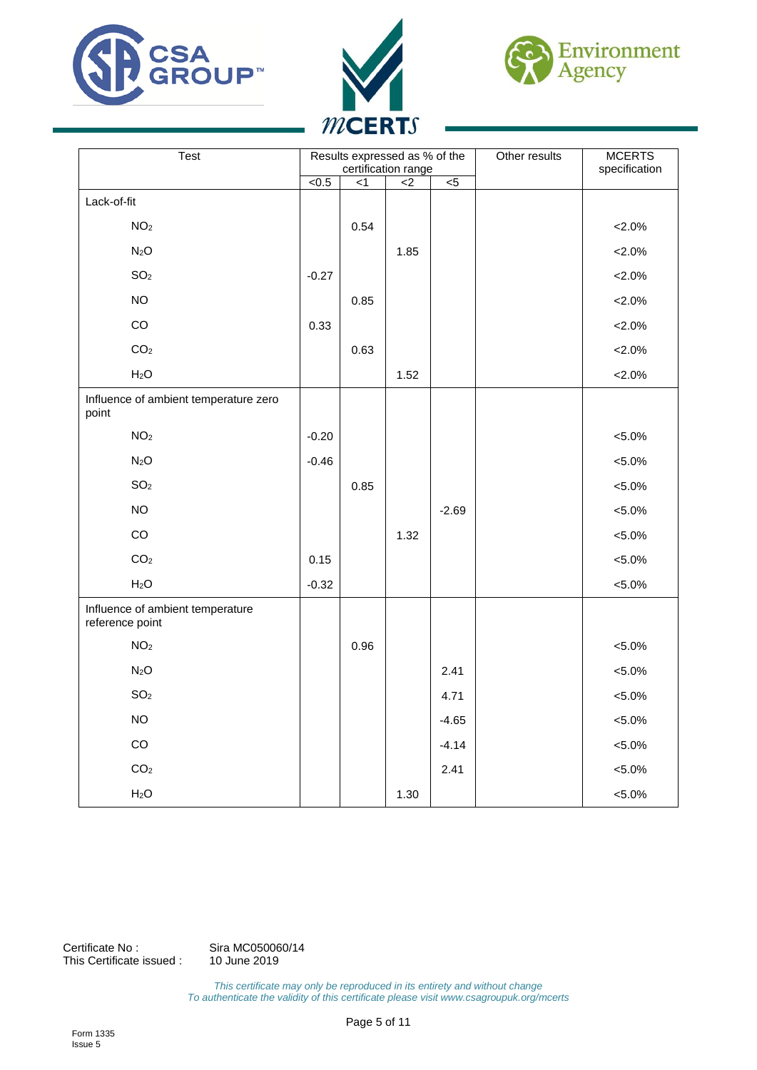| Test | Results expressed as % of the certification range | | | | Other results | MCERTS specification |
|---|---|---|---|---|---|---|
| | <0.5 | <1 | <2 | <5 | | |
| Lack-of-fit | | | | | | |
| $NO_2$ | | 0.54 | | | | <2.0% |
| $N_2O$ | | | 1.85 | | | <2.0% |
| $SO_2$ | -0.27 | | | | | <2.0% |
| NO | | 0.85 | | | | <2.0% |
| CO | 0.33 | | | | | <2.0% |
| $CO_2$ | | 0.63 | | | | <2.0% |
| $H_2O$ | | | 1.52 | | | <2.0% |
| Influence of ambient temperature zero point | | | | | | |
| $NO_2$ | -0.20 | | | | | <5.0% |
| $N_2O$ | -0.46 | | | | | <5.0% |
| $SO_2$ | | 0.85 | | | | <5.0% |
| NO | | | | -2.69 | | <5.0% |
| CO | | | 1.32 | | | <5.0% |
| $CO_2$ | 0.15 | | | | | <5.0% |
| $H_2O$ | -0.32 | | | | | <5.0% |
| Influence of ambient temperature reference point | | | | | | |
| $NO_2$ | | 0.96 | | | | <5.0% |
| $N_2O$ | | | | 2.41 | | <5.0% |
| $SO_2$ | | | | 4.71 | | <5.0% |
| NO | | | | -4.65 | | <5.0% |
| CO | | | | -4.14 | | <5.0% |
| $CO_2$ | | | | 2.41 | | <5.0% |
| $H_2O$ | | | 1.30 | | | <5.0% |

Certificate No : Sira MC050060/14
This Certificate issued : 10 June 2019

*This certificate may only be reproduced in its entirety and without change*
*To authenticate the validity of this certificate please visit www.csagroupuk.org/mcerts*

Form 1335
Issue 5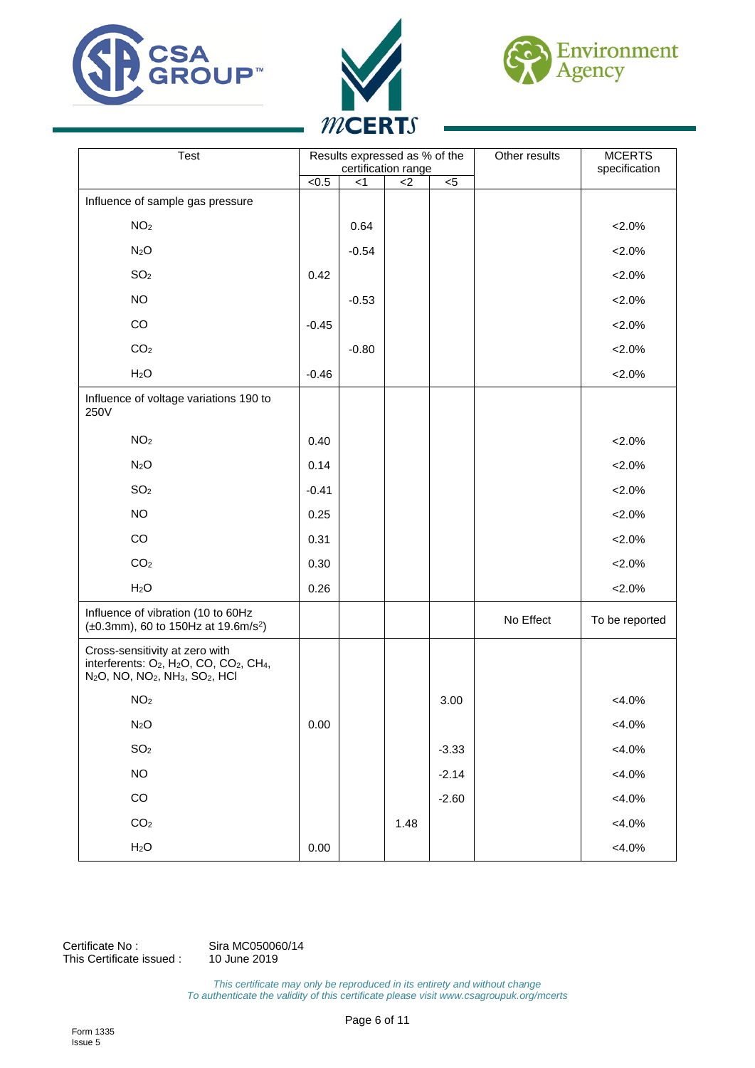| Test | Results expressed as % of the certification range | | | | Other results | MCERTS specification |
|---|---|---|---|---|---|---|
| | <0.5 | <1 | <2 | <5 | | |
| Influence of sample gas pressure | | | | | | |
| $NO_2$ | | 0.64 | | | | <2.0% |
| $N_2O$ | | -0.54 | | | | <2.0% |
| $SO_2$ | 0.42 | | | | | <2.0% |
| NO | | -0.53 | | | | <2.0% |
| CO | -0.45 | | | | | <2.0% |
| $CO_2$ | | -0.80 | | | | <2.0% |
| $H_2O$ | -0.46 | | | | | <2.0% |
| Influence of voltage variations 190 to 250V | | | | | | |
| $NO_2$ | 0.40 | | | | | <2.0% |
| $N_2O$ | 0.14 | | | | | <2.0% |
| $SO_2$ | -0.41 | | | | | <2.0% |
| NO | 0.25 | | | | | <2.0% |
| CO | 0.31 | | | | | <2.0% |
| $CO_2$ | 0.30 | | | | | <2.0% |
| $H_2O$ | 0.26 | | | | | <2.0% |
| Influence of vibration (10 to 60Hz (±0.3mm), 60 to 150Hz at 19.6m/s$^2$) | | | | | No Effect | To be reported |
| Cross-sensitivity at zero with interferents: $O_2$, $H_2O$, CO, $CO_2$, $CH_4$, $N_2O$, NO, $NO_2$, $NH_3$, $SO_2$, HCl | | | | | | |
| $NO_2$ | | | | 3.00 | | <4.0% |
| $N_2O$ | 0.00 | | | | | <4.0% |
| $SO_2$ | | | | -3.33 | | <4.0% |
| NO | | | | -2.14 | | <4.0% |
| CO | | | | -2.60 | | <4.0% |
| $CO_2$ | | | 1.48 | | | <4.0% |
| $H_2O$ | 0.00 | | | | | <4.0% |

Certificate No : Sira MC050060/14
This Certificate issued : 10 June 2019

*This certificate may only be reproduced in its entirety and without change*
*To authenticate the validity of this certificate please visit www.csagroupuk.org/mcerts*

Form 1335
Issue 5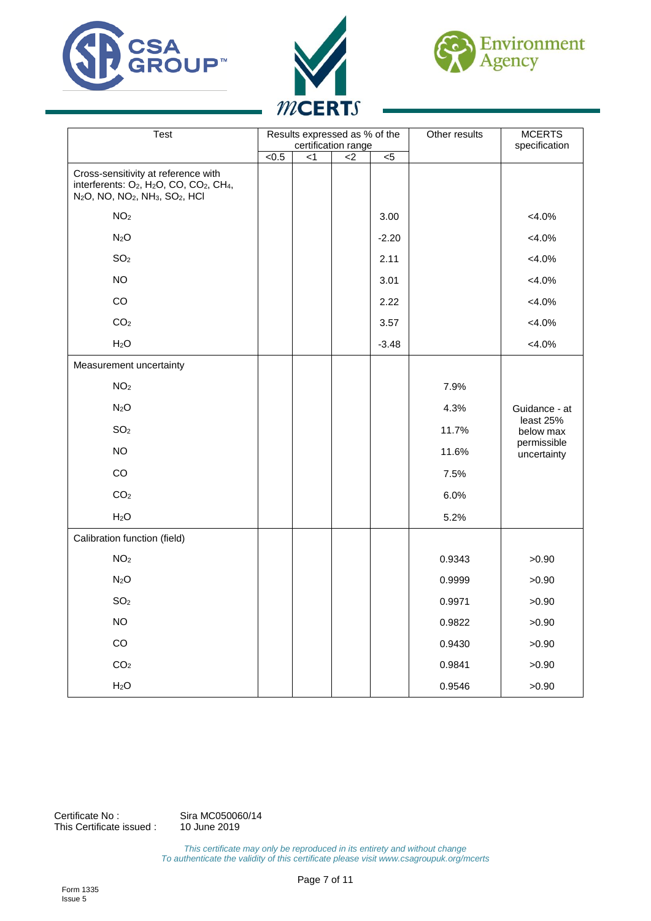| Test | Results expressed as % of the certification range | | | | Other results | MCERTS specification |
|---|---|---|---|---|---|---|
| | <0.5 | <1 | <2 | <5 | | |
| Cross-sensitivity at reference with interferents: $O_2$, $H_2O$, CO, $CO_2$, $CH_4$, $N_2O$, NO, $NO_2$, $NH_3$, $SO_2$, HCl | | | | | | |
| $NO_2$ | | | | 3.00 | | <4.0% |
| $N_2O$ | | | | -2.20 | | <4.0% |
| $SO_2$ | | | | 2.11 | | <4.0% |
| NO | | | | 3.01 | | <4.0% |
| CO | | | | 2.22 | | <4.0% |
| $CO_2$ | | | | 3.57 | | <4.0% |
| $H_2O$ | | | | -3.48 | | <4.0% |
| Measurement uncertainty | | | | | | Guidance - at least 25% below max permissible uncertainty |
| $NO_2$ | | | | | 7.9% | |
| $N_2O$ | | | | | 4.3% | |
| $SO_2$ | | | | | 11.7% | |
| NO | | | | | 11.6% | |
| CO | | | | | 7.5% | |
| $CO_2$ | | | | | 6.0% | |
| $H_2O$ | | | | | 5.2% | |
| Calibration function (field) | | | | | | |
| $NO_2$ | | | | | 0.9343 | >0.90 |
| $N_2O$ | | | | | 0.9999 | >0.90 |
| $SO_2$ | | | | | 0.9971 | >0.90 |
| NO | | | | | 0.9822 | >0.90 |
| CO | | | | | 0.9430 | >0.90 |
| $CO_2$ | | | | | 0.9841 | >0.90 |
| $H_2O$ | | | | | 0.9546 | >0.90 |

Certificate No : Sira MC050060/14
This Certificate issued : 10 June 2019

*This certificate may only be reproduced in its entirety and without change*
*To authenticate the validity of this certificate please visit www.csagroupuk.org/mcerts*

Form 1335
Issue 5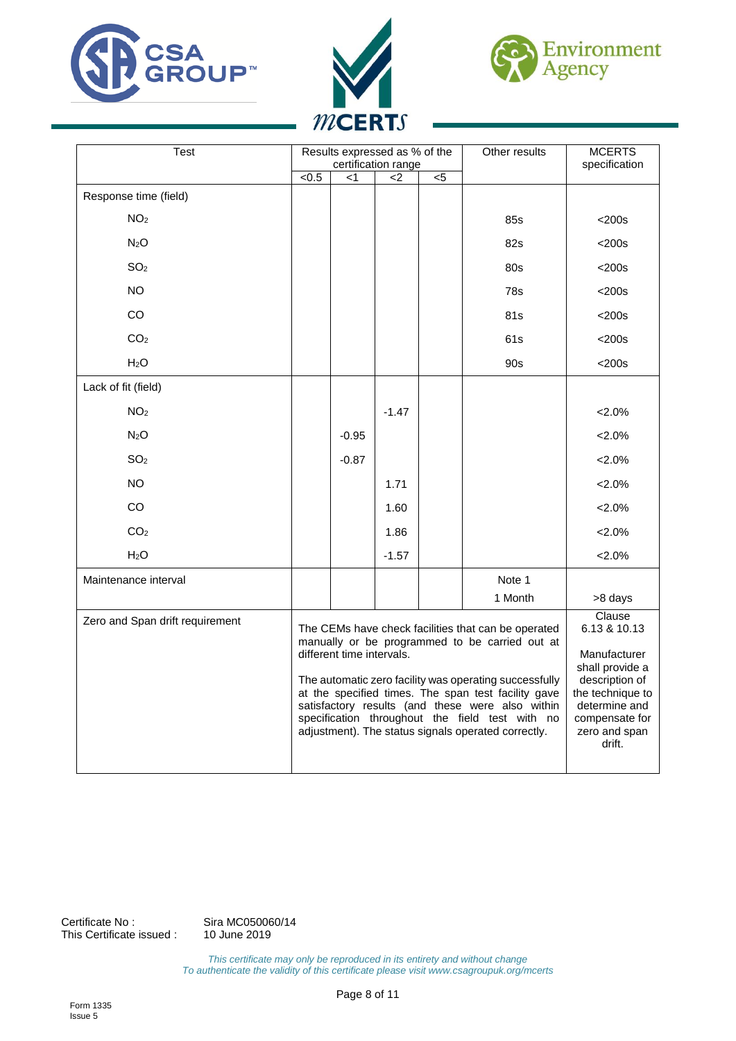| Test | Results expressed as % of the certification range | | | | Other results | MCERTS specification |
|---|---|---|---|---|---|---|
| | <0.5 | <1 | <2 | <5 | | |
| Response time (field) | | | | | | |
| $NO_2$ | | | | | 85s | <200s |
| $N_2O$ | | | | | 82s | <200s |
| $SO_2$ | | | | | 80s | <200s |
| NO | | | | | 78s | <200s |
| CO | | | | | 81s | <200s |
| $CO_2$ | | | | | 61s | <200s |
| $H_2O$ | | | | | 90s | <200s |
| Lack of fit (field) | | | | | | |
| $NO_2$ | | | -1.47 | | | <2.0% |
| $N_2O$ | | -0.95 | | | | <2.0% |
| $SO_2$ | | -0.87 | | | | <2.0% |
| NO | | | 1.71 | | | <2.0% |
| CO | | | 1.60 | | | <2.0% |
| $CO_2$ | | | 1.86 | | | <2.0% |
| $H_2O$ | | | -1.57 | | | <2.0% |
| Maintenance interval | | | | | Note 1<br>1 Month | >8 days |
| Zero and Span drift requirement | The CEMs have check facilities that can be operated manually or be programmed to be carried out at different time intervals.<br><br>The automatic zero facility was operating successfully at the specified times. The span test facility gave satisfactory results (and these were also within specification throughout the field test with no adjustment). The status signals operated correctly. | | | | | Clause 6.13 & 10.13<br><br>Manufacturer shall provide a description of the technique to determine and compensate for zero and span drift. |

Certificate No : Sira MC050060/14
This Certificate issued : 10 June 2019

*This certificate may only be reproduced in its entirety and without change*
*To authenticate the validity of this certificate please visit www.csagroupuk.org/mcerts*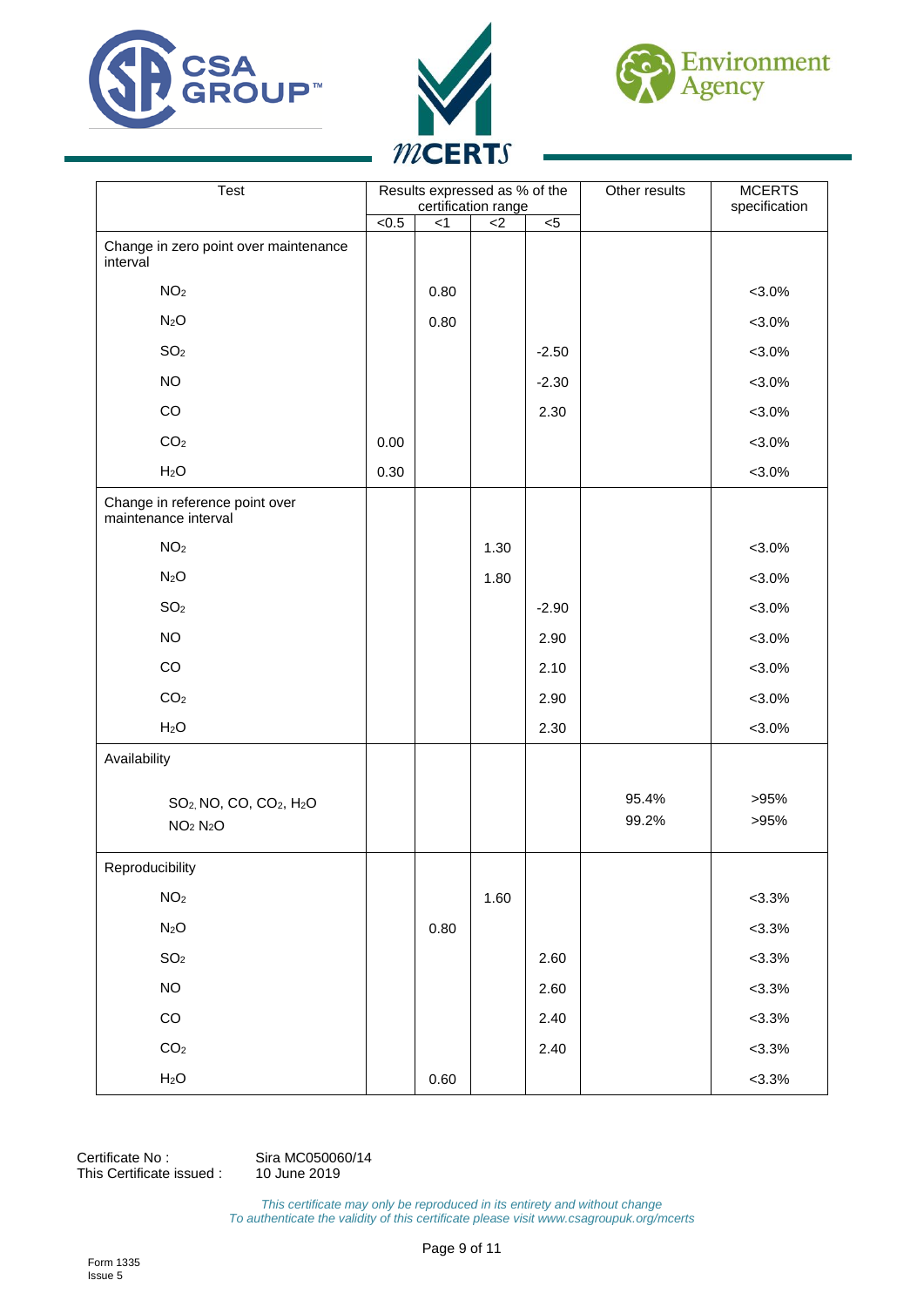| Test | Results expressed as % of the certification range | | | | Other results | MCERTS specification |
|---|---|---|---|---|---|---|
| | <0.5 | <1 | <2 | <5 | | |
| Change in zero point over maintenance interval | | | | | | |
| $NO_2$ | | 0.80 | | | | <3.0% |
| $N_2O$ | | 0.80 | | | | <3.0% |
| $SO_2$ | | | | -2.50 | | <3.0% |
| NO | | | | -2.30 | | <3.0% |
| CO | | | | 2.30 | | <3.0% |
| $CO_2$ | 0.00 | | | | | <3.0% |
| $H_2O$ | 0.30 | | | | | <3.0% |
| Change in reference point over maintenance interval | | | | | | |
| $NO_2$ | | | 1.30 | | | <3.0% |
| $N_2O$ | | | 1.80 | | | <3.0% |
| $SO_2$ | | | | -2.90 | | <3.0% |
| NO | | | | 2.90 | | <3.0% |
| CO | | | | 2.10 | | <3.0% |
| $CO_2$ | | | | 2.90 | | <3.0% |
| $H_2O$ | | | | 2.30 | | <3.0% |
| Availability | | | | | | |
| $SO_2$, NO, CO, $CO_2$, $H_2O$ | | | | | 95.4% | >95% |
| $NO_2$ $N_2O$ | | | | | 99.2% | >95% |
| Reproducibility | | | | | | |
| $NO_2$ | | | 1.60 | | | <3.3% |
| $N_2O$ | | 0.80 | | | | <3.3% |
| $SO_2$ | | | | 2.60 | | <3.3% |
| NO | | | | 2.60 | | <3.3% |
| CO | | | | 2.40 | | <3.3% |
| $CO_2$ | | | | 2.40 | | <3.3% |
| $H_2O$ | | 0.60 | | | | <3.3% |

Certificate No : Sira MC050060/14
This Certificate issued : 10 June 2019

*This certificate may only be reproduced in its entirety and without change*
*To authenticate the validity of this certificate please visit www.csagroupuk.org/mcerts*

Form 1335
Issue 5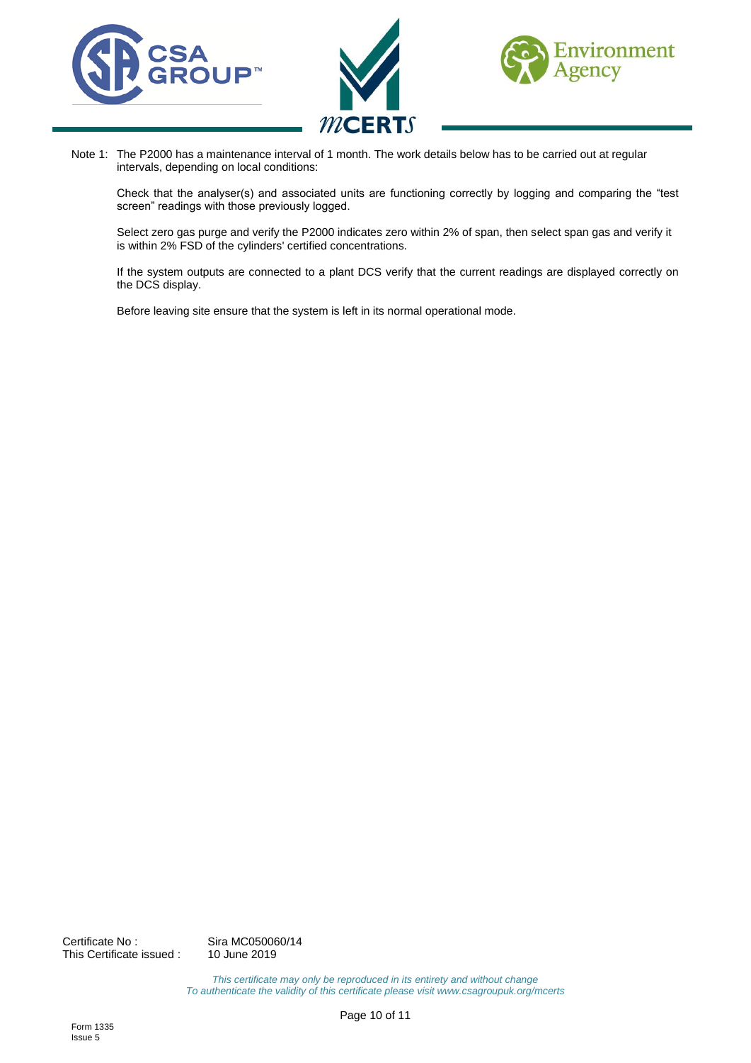Note 1: The P2000 has a maintenance interval of 1 month. The work details below has to be carried out at regular intervals, depending on local conditions:

Check that the analyser(s) and associated units are functioning correctly by logging and comparing the "test screen" readings with those previously logged.

Select zero gas purge and verify the P2000 indicates zero within 2% of span, then select span gas and verify it is within 2% FSD of the cylinders' certified concentrations.

If the system outputs are connected to a plant DCS verify that the current readings are displayed correctly on the DCS display.

Before leaving site ensure that the system is left in its normal operational mode.

Certificate No : Sira MC050060/14
This Certificate issued : 10 June 2019

*This certificate may only be reproduced in its entirety and without change*
*To authenticate the validity of this certificate please visit www.csagroupuk.org/mcerts*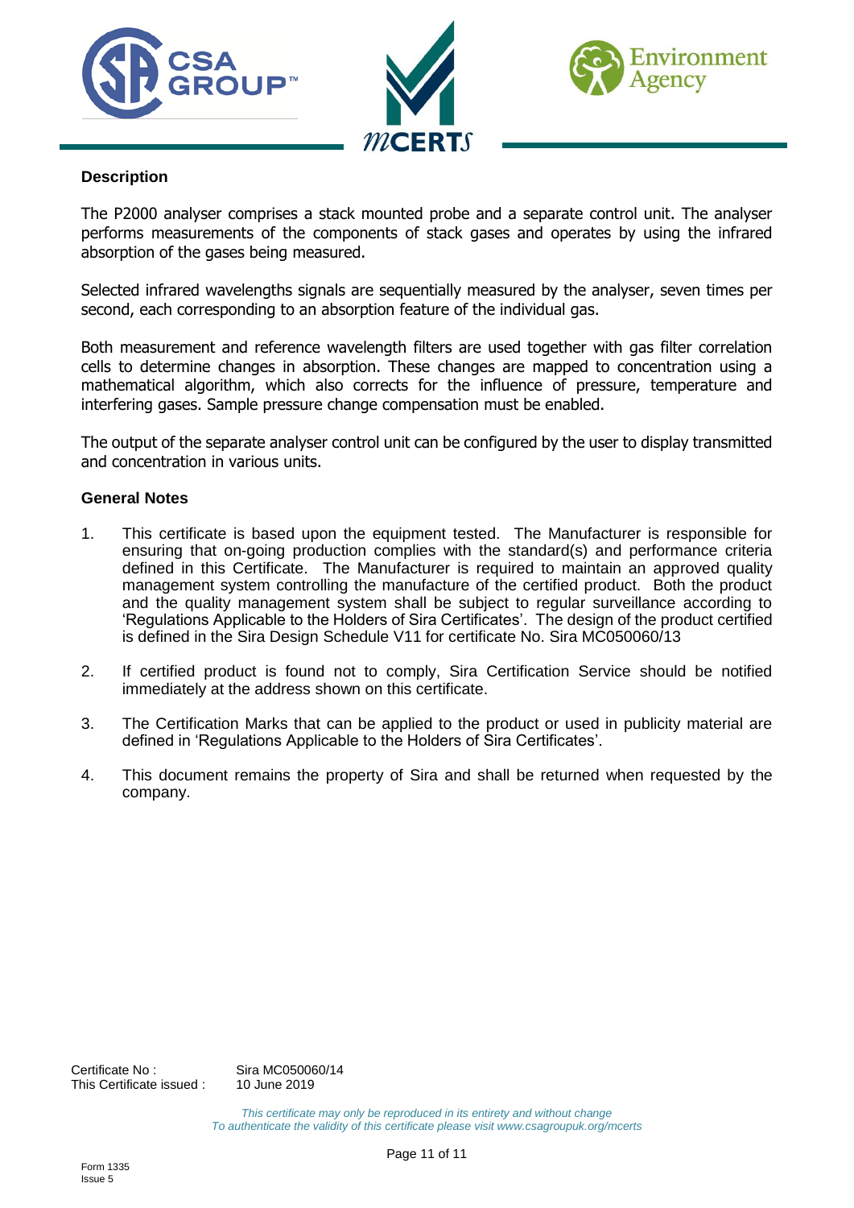### Description

The P2000 analyser comprises a stack mounted probe and a separate control unit. The analyser performs measurements of the components of stack gases and operates by using the infrared absorption of the gases being measured.

Selected infrared wavelengths signals are sequentially measured by the analyser, seven times per second, each corresponding to an absorption feature of the individual gas.

Both measurement and reference wavelength filters are used together with gas filter correlation cells to determine changes in absorption. These changes are mapped to concentration using a mathematical algorithm, which also corrects for the influence of pressure, temperature and interfering gases. Sample pressure change compensation must be enabled.

The output of the separate analyser control unit can be configured by the user to display transmitted and concentration in various units.

### General Notes

1. This certificate is based upon the equipment tested. The Manufacturer is responsible for ensuring that on-going production complies with the standard(s) and performance criteria defined in this Certificate. The Manufacturer is required to maintain an approved quality management system controlling the manufacture of the certified product. Both the product and the quality management system shall be subject to regular surveillance according to 'Regulations Applicable to the Holders of Sira Certificates'. The design of the product certified is defined in the Sira Design Schedule V11 for certificate No. Sira MC050060/13

2. If certified product is found not to comply, Sira Certification Service should be notified immediately at the address shown on this certificate.

3. The Certification Marks that can be applied to the product or used in publicity material are defined in 'Regulations Applicable to the Holders of Sira Certificates'.

4. This document remains the property of Sira and shall be returned when requested by the company.

Certificate No : Sira MC050060/14
This Certificate issued : 10 June 2019

*This certificate may only be reproduced in its entirety and without change*
*To authenticate the validity of this certificate please visit www.csagroupuk.org/mcerts*